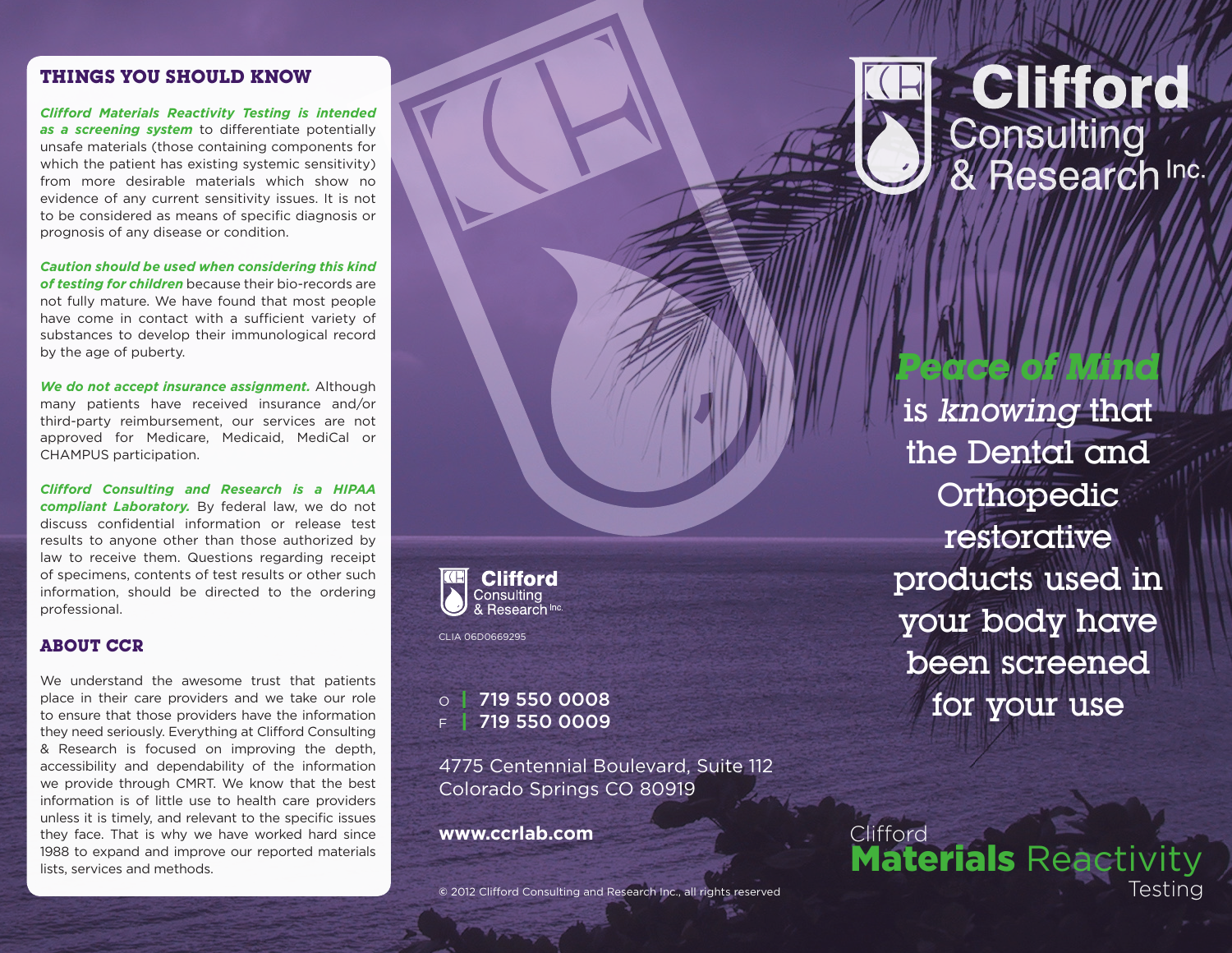## THINGS YOU SHOULD KNOW

***Clifford Materials Reactivity Testing is intended as a screening system*** to differentiate potentially unsafe materials (those containing components for which the patient has existing systemic sensitivity) from more desirable materials which show no evidence of any current sensitivity issues. It is not to be considered as means of specific diagnosis or prognosis of any disease or condition.

***Caution should be used when considering this kind of testing for children*** because their bio-records are not fully mature. We have found that most people have come in contact with a sufficient variety of substances to develop their immunological record by the age of puberty.

***We do not accept insurance assignment.*** Although many patients have received insurance and/or third-party reimbursement, our services are not approved for Medicare, Medicaid, MediCal or CHAMPUS participation.

***Clifford Consulting and Research is a HIPAA compliant Laboratory.*** By federal law, we do not discuss confidential information or release test results to anyone other than those authorized by law to receive them. Questions regarding receipt of specimens, contents of test results or other such information, should be directed to the ordering professional.

## ABOUT CCR

We understand the awesome trust that patients place in their care providers and we take our role to ensure that those providers have the information they need seriously. Everything at Clifford Consulting & Research is focused on improving the depth, accessibility and dependability of the information we provide through CMRT. We know that the best information is of little use to health care providers unless it is timely, and relevant to the specific issues they face. That is why we have worked hard since 1988 to expand and improve our reported materials lists, services and methods.

**Clifford** Consulting & Research Inc.

CLIA 06D0669295

O | **719 550 0008**
F | **719 550 0009**

4775 Centennial Boulevard, Suite 112
Colorado Springs CO 80919

**www.ccrlab.com**

© 2012 Clifford Consulting and Research Inc., all rights reserved

# Clifford Consulting & Research Inc.

***Peace of Mind*** is *knowing* that the Dental and Orthopedic restorative products used in your body have been screened for your use

Clifford **Materials** Reactivity Testing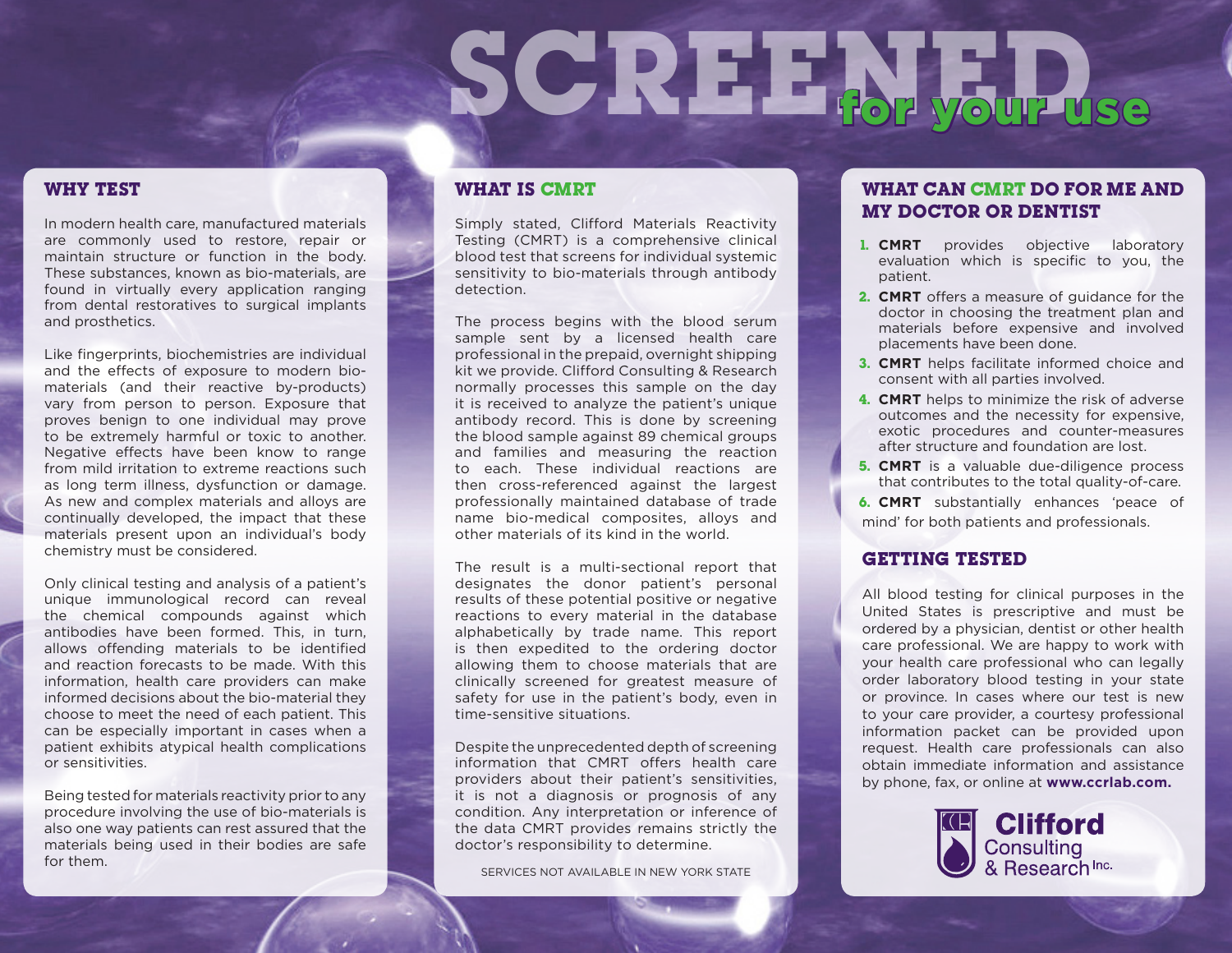# SCREENED for your use

## WHY TEST

In modern health care, manufactured materials are commonly used to restore, repair or maintain structure or function in the body. These substances, known as bio-materials, are found in virtually every application ranging from dental restoratives to surgical implants and prosthetics.

Like fingerprints, biochemistries are individual and the effects of exposure to modern bio-materials (and their reactive by-products) vary from person to person. Exposure that proves benign to one individual may prove to be extremely harmful or toxic to another. Negative effects have been know to range from mild irritation to extreme reactions such as long term illness, dysfunction or damage. As new and complex materials and alloys are continually developed, the impact that these materials present upon an individual's body chemistry must be considered.

Only clinical testing and analysis of a patient's unique immunological record can reveal the chemical compounds against which antibodies have been formed. This, in turn, allows offending materials to be identified and reaction forecasts to be made. With this information, health care providers can make informed decisions about the bio-material they choose to meet the need of each patient. This can be especially important in cases when a patient exhibits atypical health complications or sensitivities.

Being tested for materials reactivity prior to any procedure involving the use of bio-materials is also one way patients can rest assured that the materials being used in their bodies are safe for them.

## WHAT IS CMRT

Simply stated, Clifford Materials Reactivity Testing (CMRT) is a comprehensive clinical blood test that screens for individual systemic sensitivity to bio-materials through antibody detection.

The process begins with the blood serum sample sent by a licensed health care professional in the prepaid, overnight shipping kit we provide. Clifford Consulting & Research normally processes this sample on the day it is received to analyze the patient's unique antibody record. This is done by screening the blood sample against 89 chemical groups and families and measuring the reaction to each. These individual reactions are then cross-referenced against the largest professionally maintained database of trade name bio-medical composites, alloys and other materials of its kind in the world.

The result is a multi-sectional report that designates the donor patient's personal results of these potential positive or negative reactions to every material in the database alphabetically by trade name. This report is then expedited to the ordering doctor allowing them to choose materials that are clinically screened for greatest measure of safety for use in the patient's body, even in time-sensitive situations.

Despite the unprecedented depth of screening information that CMRT offers health care providers about their patient's sensitivities, it is not a diagnosis or prognosis of any condition. Any interpretation or inference of the data CMRT provides remains strictly the doctor's responsibility to determine.

SERVICES NOT AVAILABLE IN NEW YORK STATE

## WHAT CAN CMRT DO FOR ME AND MY DOCTOR OR DENTIST

1. **CMRT** provides objective laboratory evaluation which is specific to you, the patient.
2. **CMRT** offers a measure of guidance for the doctor in choosing the treatment plan and materials before expensive and involved placements have been done.
3. **CMRT** helps facilitate informed choice and consent with all parties involved.
4. **CMRT** helps to minimize the risk of adverse outcomes and the necessity for expensive, exotic procedures and counter-measures after structure and foundation are lost.
5. **CMRT** is a valuable due-diligence process that contributes to the total quality-of-care.
6. **CMRT** substantially enhances 'peace of mind' for both patients and professionals.

## GETTING TESTED

All blood testing for clinical purposes in the United States is prescriptive and must be ordered by a physician, dentist or other health care professional. We are happy to work with your health care professional who can legally order laboratory blood testing in your state or province. In cases where our test is new to your care provider, a courtesy professional information packet can be provided upon request. Health care professionals can also obtain immediate information and assistance by phone, fax, or online at **www.ccrlab.com.**

**Clifford** Consulting & Research Inc.